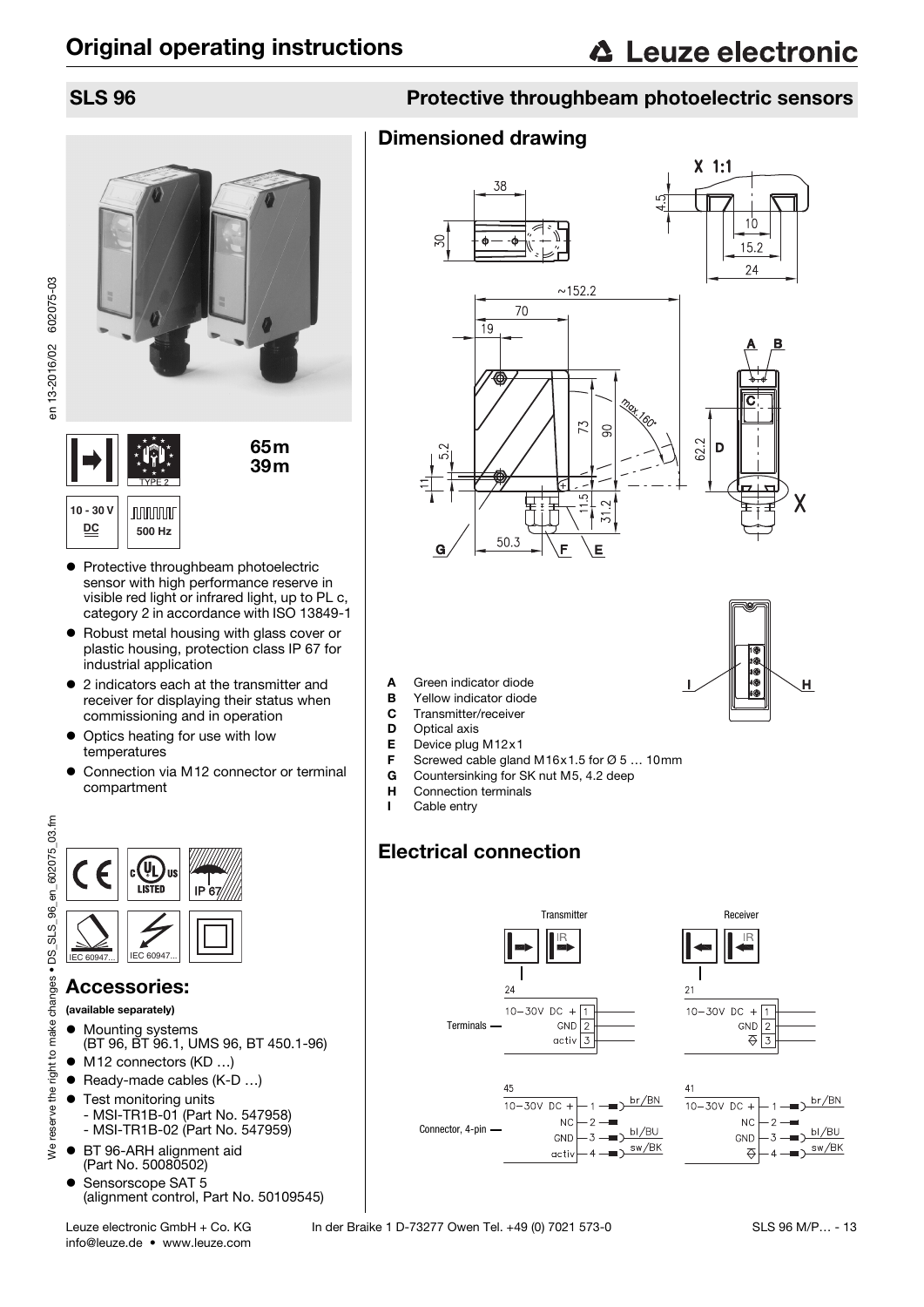# Original operating instructions

## SLS 96 — Protective throughbeam photoelectric sensors

65m
39m

10 - 30 V DC

500 Hz

TYPE 2

- Protective throughbeam photoelectric sensor with high performance reserve in visible red light or infrared light, up to PL c, category 2 in accordance with ISO 13849-1
- Robust metal housing with glass cover or plastic housing, protection class IP 67 for industrial application
- 2 indicators each at the transmitter and receiver for displaying their status when commissioning and in operation
- Optics heating for use with low temperatures
- Connection via M12 connector or terminal compartment

IP 67

IEC 60947... IEC 60947...

## Accessories:

**(available separately)**

- Mounting systems (BT 96, BT 96.1, UMS 96, BT 450.1-96)
- M12 connectors (KD …)
- Ready-made cables (K-D …)
- Test monitoring units
  - MSI-TR1B-01 (Part No. 547958)
  - MSI-TR1B-02 (Part No. 547959)
- BT 96-ARH alignment aid (Part No. 50080502)
- Sensorscope SAT 5 (alignment control, Part No. 50109545)

## Dimensioned drawing

X 1:1

- **A** Green indicator diode
- **B** Yellow indicator diode
- **C** Transmitter/receiver
- **D** Optical axis
- **E** Device plug M12x1
- **F** Screwed cable gland M16x1.5 for Ø 5 … 10mm
- **G** Countersinking for SK nut M5, 4.2 deep
- **H** Connection terminals
- **I** Cable entry

## Electrical connection

**Transmitter**

Terminals (24):

| Terminal | Function |
|---|---|
| 1 | 10–30V DC + |
| 2 | GND |
| 3 | activ |

Connector, 4-pin (45):

| Pin | Function | Wire |
|---|---|---|
| 1 | 10–30V DC + | br/BN |
| 2 | NC | |
| 3 | GND | bl/BU |
| 4 | activ | sw/BK |

**Receiver**

Terminals (21):

| Terminal | Function |
|---|---|
| 1 | 10–30V DC + |
| 2 | GND |
| 3 | output |

Connector, 4-pin (41):

| Pin | Function | Wire |
|---|---|---|
| 1 | 10–30V DC + | br/BN |
| 2 | NC | |
| 3 | GND | bl/BU |
| 4 | output | sw/BK |

Leuze electronic GmbH + Co. KG In der Braike 1 D-73277 Owen Tel. +49 (0) 7021 573-0
info@leuze.de • www.leuze.com

en 13-2016/02 602075-03

We reserve the right to make changes • DS_SLS_96_en_602075_03.fm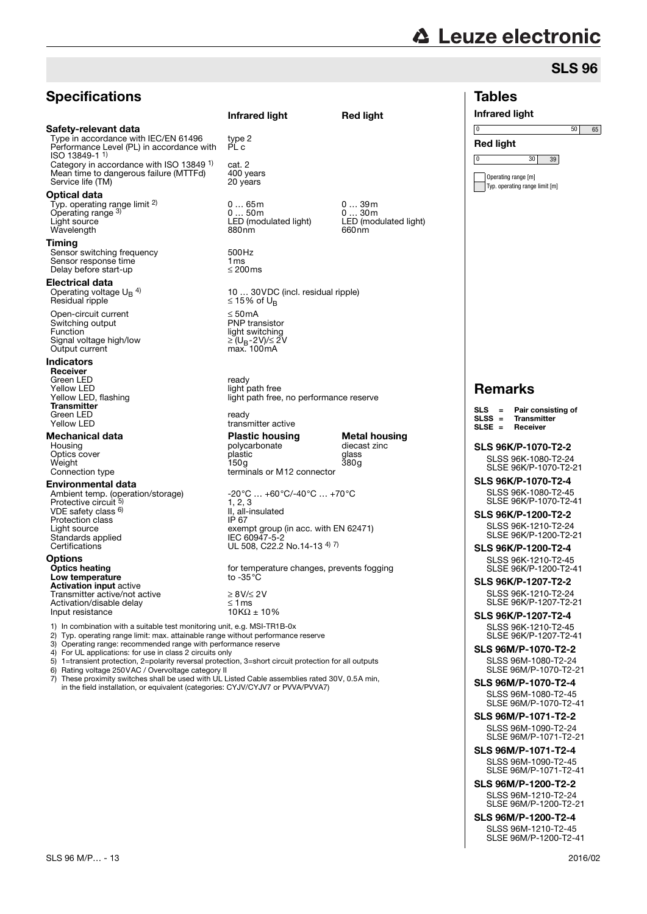## SLS 96

## Specifications

| | Infrared light | Red light |
|---|---|---|
| **Safety-relevant data** | | |
| Type in accordance with IEC/EN 61496 | type 2 | |
| Performance Level (PL) in accordance with ISO 13849-1 [1)] | PL c | |
| Category in accordance with ISO 13849 [1)] | cat. 2 | |
| Mean time to dangerous failure (MTTFd) | 400 years | |
| Service life (TM) | 20 years | |
| **Optical data** | | |
| Typ. operating range limit [2)] | 0 … 65m | 0 … 39m |
| Operating range [3)] | 0 … 50m | 0 … 30m |
| Light source | LED (modulated light) | LED (modulated light) |
| Wavelength | 880nm | 660nm |
| **Timing** | | |
| Sensor switching frequency | 500Hz | |
| Sensor response time | 1ms | |
| Delay before start-up | ≤ 200ms | |
| **Electrical data** | | |
| Operating voltage $U_B$ [4)] | 10 … 30VDC (incl. residual ripple) | |
| Residual ripple | ≤ 15% of $U_B$ | |
| Open-circuit current | ≤ 50mA | |
| Switching output | PNP transistor | |
| Function | light switching | |
| Signal voltage high/low | ≥ ($U_B$-2V)/≤ 2V | |
| Output current | max. 100mA | |
| **Indicators** | | |
| **Receiver** | | |
| Green LED | ready | |
| Yellow LED | light path free | |
| Yellow LED, flashing | light path free, no performance reserve | |
| **Transmitter** | | |
| Green LED | ready | |
| Yellow LED | transmitter active | |
| **Mechanical data** | **Plastic housing** | **Metal housing** |
| Housing | polycarbonate | diecast zinc |
| Optics cover | plastic | glass |
| Weight | 150g | 380g |
| Connection type | terminals or M12 connector | |
| **Environmental data** | | |
| Ambient temp. (operation/storage) | -20°C … +60°C/-40°C … +70°C | |
| Protective circuit [5)] | 1, 2, 3 | |
| VDE safety class [6)] | II, all-insulated | |
| Protection class | IP 67 | |
| Light source | exempt group (in acc. with EN 62471) | |
| Standards applied | IEC 60947-5-2 | |
| Certifications | UL 508, C22.2 No.14-13 [4) 7)] | |
| **Options** | | |
| **Optics heating** | for temperature changes, prevents fogging | |
| **Low temperature** | to -35°C | |
| **Activation input** active | | |
| Transmitter active/not active | ≥ 8V/≤ 2V | |
| Activation/disable delay | ≤ 1ms | |
| Input resistance | 10KΩ ± 10% | |

1) In combination with a suitable test monitoring unit, e.g. MSI-TR1B-0x
2) Typ. operating range limit: max. attainable range without performance reserve
3) Operating range: recommended range with performance reserve
4) For UL applications: for use in class 2 circuits only
5) 1=transient protection, 2=polarity reversal protection, 3=short circuit protection for all outputs
6) Rating voltage 250VAC / Overvoltage category II
7) These proximity switches shall be used with UL Listed Cable assemblies rated 30V, 0.5A min, in the field installation, or equivalent (categories: CYJV/CYJV7 or PVVA/PVVA7)

## Tables

**Infrared light**

0 | 50 | 65

**Red light**

0 | 30 | 39

Operating range [m]
Typ. operating range limit [m]

## Remarks

**SLS = Pair consisting of**
**SLSS = Transmitter**
**SLSE = Receiver**

**SLS 96K/P-1070-T2-2**
SLSS 96K-1080-T2-24
SLSE 96K/P-1070-T2-21

**SLS 96K/P-1070-T2-4**
SLSS 96K-1080-T2-45
SLSE 96K/P-1070-T2-41

**SLS 96K/P-1200-T2-2**
SLSS 96K-1210-T2-24
SLSE 96K/P-1200-T2-21

**SLS 96K/P-1200-T2-4**
SLSS 96K-1210-T2-45
SLSE 96K/P-1200-T2-41

**SLS 96K/P-1207-T2-2**
SLSS 96K-1210-T2-24
SLSE 96K/P-1207-T2-21

**SLS 96K/P-1207-T2-4**
SLSS 96K-1210-T2-45
SLSE 96K/P-1207-T2-41

**SLS 96M/P-1070-T2-2**
SLSS 96M-1080-T2-24
SLSE 96M/P-1070-T2-21

**SLS 96M/P-1070-T2-4**
SLSS 96M-1080-T2-45
SLSE 96M/P-1070-T2-41

**SLS 96M/P-1071-T2-2**
SLSS 96M-1090-T2-24
SLSE 96M/P-1071-T2-21

**SLS 96M/P-1071-T2-4**
SLSS 96M-1090-T2-45
SLSE 96M/P-1071-T2-41

**SLS 96M/P-1200-T2-2**
SLSS 96M-1210-T2-24
SLSE 96M/P-1200-T2-21

**SLS 96M/P-1200-T2-4**
SLSS 96M-1210-T2-45
SLSE 96M/P-1200-T2-41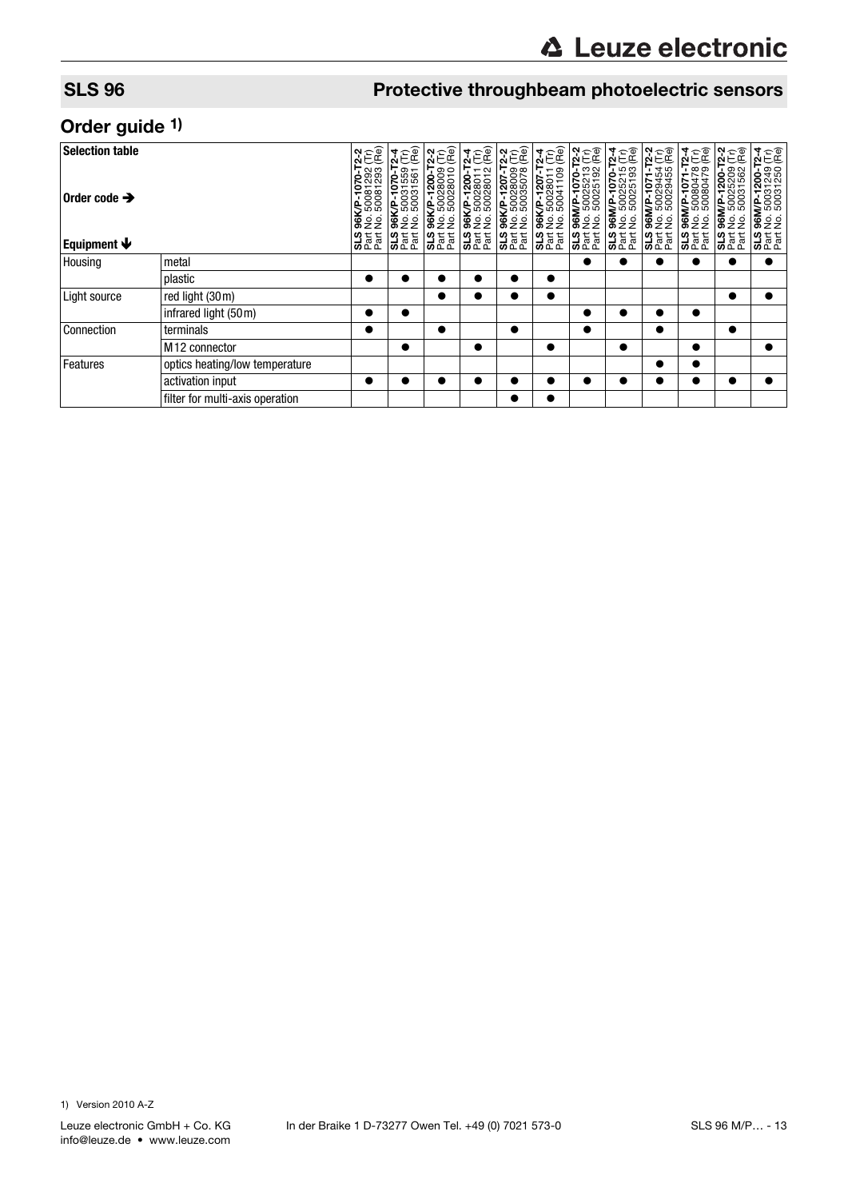## SLS 96 — Protective throughbeam photoelectric sensors

## Order guide 1)

| Selection table<br><br>Order code ➔<br><br>Equipment ➔ | | **SLS 96K/P-1070-T2-2** Part No. 50081292 (Tr) Part No. 50081293 (Re) | **SLS 96K/P-1070-T2-4** Part No. 50031559 (Tr) Part No. 50031561 (Re) | **SLS 96K/P-1200-T2-2** Part No. 50028009 (Tr) Part No. 50028010 (Re) | **SLS 96K/P-1200-T2-4** Part No. 50028011 (Tr) Part No. 50028012 (Re) | **SLS 96K/P-1207-T2-2** Part No. 50028009 (Tr) Part No. 50035078 (Re) | **SLS 96K/P-1207-T2-4** Part No. 50028011 (Tr) Part No. 50041109 (Re) | **SLS 96M/P-1070-T2-2** Part No. 50025213 (Tr) Part No. 50025192 (Re) | **SLS 96M/P-1070-T2-4** Part No. 50025215 (Tr) Part No. 50025193 (Re) | **SLS 96M/P-1071-T2-2** Part No. 50029454 (Tr) Part No. 50029455 (Re) | **SLS 96M/P-1071-T2-4** Part No. 50080478 (Tr) Part No. 50080479 (Re) | **SLS 96M/P-1200-T2-2** Part No. 50025209 (Tr) Part No. 50031562 (Re) | **SLS 96M/P-1200-T2-4** Part No. 50031249 (Tr) Part No. 50031250 (Re) |
|---|---|---|---|---|---|---|---|---|---|---|---|---|---|
| Housing | metal | | | | | | | ● | ● | ● | ● | ● | ● |
| | plastic | ● | ● | ● | ● | ● | ● | | | | | | |
| Light source | red light (30m) | | | ● | ● | ● | ● | | | | | ● | ● |
| | infrared light (50m) | ● | ● | | | | | ● | ● | ● | ● | | |
| Connection | terminals | ● | | ● | | ● | | ● | | ● | | ● | |
| | M12 connector | | ● | | ● | | ● | | ● | | ● | | ● |
| Features | optics heating/low temperature | | | | | | | | | ● | ● | | |
| | activation input | ● | ● | ● | ● | ● | ● | ● | ● | ● | ● | ● | ● |
| | filter for multi-axis operation | | | | | ● | ● | | | | | | |

1) Version 2010 A-Z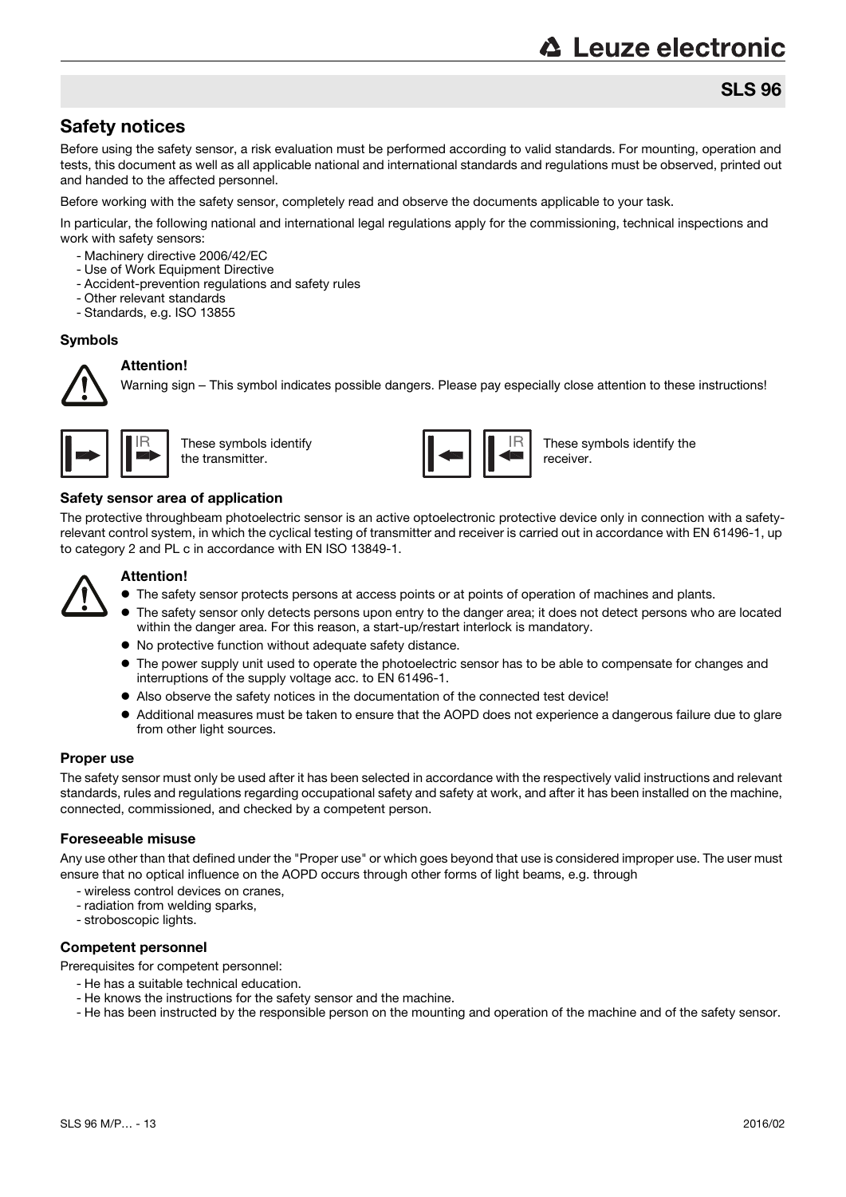# SLS 96

## Safety notices

Before using the safety sensor, a risk evaluation must be performed according to valid standards. For mounting, operation and tests, this document as well as all applicable national and international standards and regulations must be observed, printed out and handed to the affected personnel.

Before working with the safety sensor, completely read and observe the documents applicable to your task.

In particular, the following national and international legal regulations apply for the commissioning, technical inspections and work with safety sensors:

- Machinery directive 2006/42/EC
- Use of Work Equipment Directive
- Accident-prevention regulations and safety rules
- Other relevant standards
- Standards, e.g. ISO 13855

### Symbols

**Attention!**
Warning sign – This symbol indicates possible dangers. Please pay especially close attention to these instructions!

These symbols identify the transmitter.

These symbols identify the receiver.

### Safety sensor area of application

The protective throughbeam photoelectric sensor is an active optoelectronic protective device only in connection with a safety-relevant control system, in which the cyclical testing of transmitter and receiver is carried out in accordance with EN 61496-1, up to category 2 and PL c in accordance with EN ISO 13849-1.

**Attention!**

- The safety sensor protects persons at access points or at points of operation of machines and plants.
- The safety sensor only detects persons upon entry to the danger area; it does not detect persons who are located within the danger area. For this reason, a start-up/restart interlock is mandatory.
- No protective function without adequate safety distance.
- The power supply unit used to operate the photoelectric sensor has to be able to compensate for changes and interruptions of the supply voltage acc. to EN 61496-1.
- Also observe the safety notices in the documentation of the connected test device!
- Additional measures must be taken to ensure that the AOPD does not experience a dangerous failure due to glare from other light sources.

### Proper use

The safety sensor must only be used after it has been selected in accordance with the respectively valid instructions and relevant standards, rules and regulations regarding occupational safety and safety at work, and after it has been installed on the machine, connected, commissioned, and checked by a competent person.

### Foreseeable misuse

Any use other than that defined under the "Proper use" or which goes beyond that use is considered improper use. The user must ensure that no optical influence on the AOPD occurs through other forms of light beams, e.g. through

- wireless control devices on cranes,
- radiation from welding sparks,
- stroboscopic lights.

### Competent personnel

Prerequisites for competent personnel:

- He has a suitable technical education.
- He knows the instructions for the safety sensor and the machine.
- He has been instructed by the responsible person on the mounting and operation of the machine and of the safety sensor.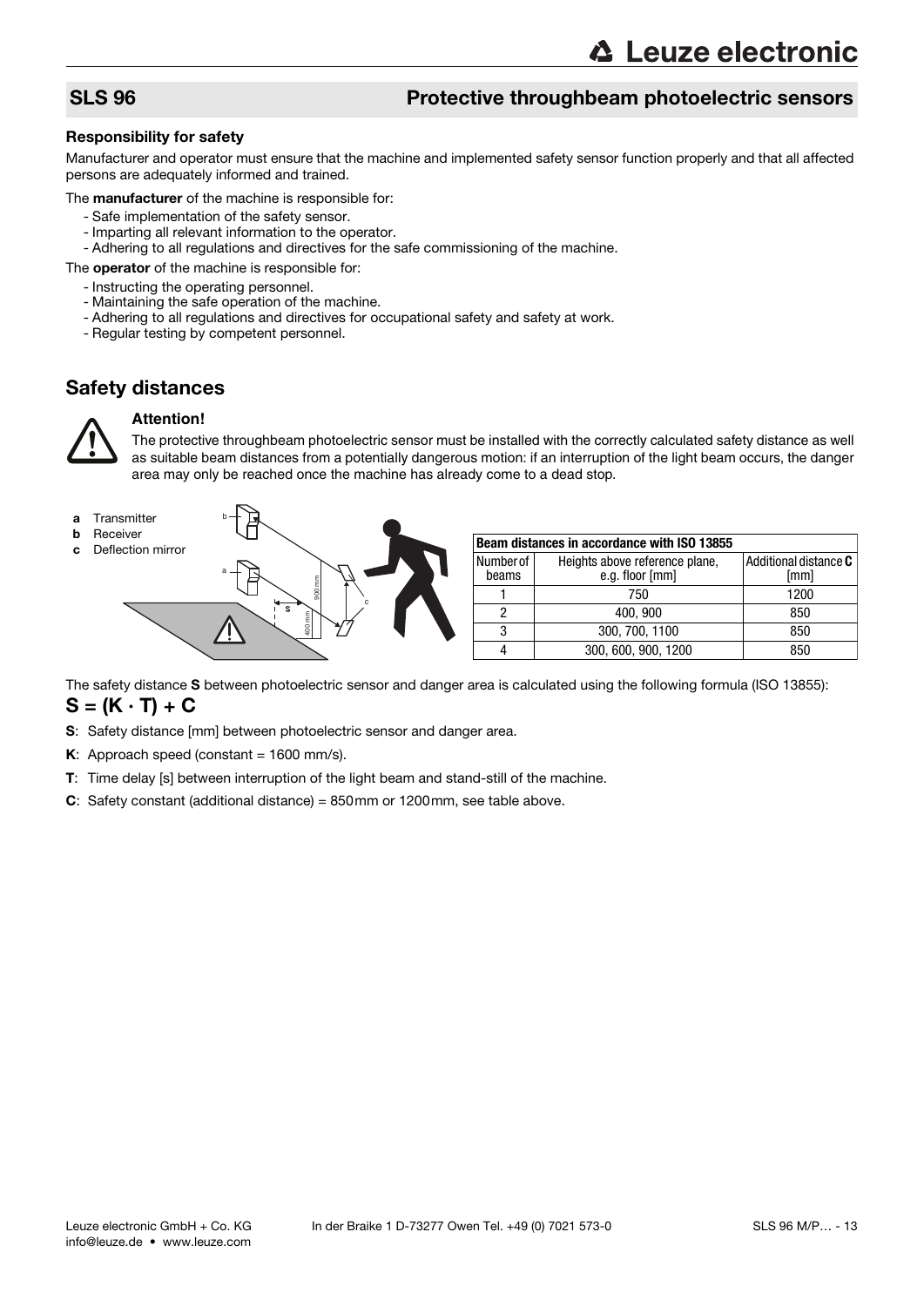## SLS 96 Protective throughbeam photoelectric sensors

### Responsibility for safety

Manufacturer and operator must ensure that the machine and implemented safety sensor function properly and that all affected persons are adequately informed and trained.

The **manufacturer** of the machine is responsible for:

- Safe implementation of the safety sensor.
- Imparting all relevant information to the operator.
- Adhering to all regulations and directives for the safe commissioning of the machine.

The **operator** of the machine is responsible for:

- Instructing the operating personnel.
- Maintaining the safe operation of the machine.
- Adhering to all regulations and directives for occupational safety and safety at work.
- Regular testing by competent personnel.

## Safety distances

**Attention!**

The protective throughbeam photoelectric sensor must be installed with the correctly calculated safety distance as well as suitable beam distances from a potentially dangerous motion: if an interruption of the light beam occurs, the danger area may only be reached once the machine has already come to a dead stop.

**a** Transmitter
**b** Receiver
**c** Deflection mirror

| Beam distances in accordance with ISO 13855 | | |
|---|---|---|
| Number of beams | Heights above reference plane, e.g. floor [mm] | Additional distance **C** [mm] |
| 1 | 750 | 1200 |
| 2 | 400, 900 | 850 |
| 3 | 300, 700, 1100 | 850 |
| 4 | 300, 600, 900, 1200 | 850 |

The safety distance **S** between photoelectric sensor and danger area is calculated using the following formula (ISO 13855):

$$S = (K \cdot T) + C$$

**S**: Safety distance [mm] between photoelectric sensor and danger area.

**K**: Approach speed (constant = 1600 mm/s).

**T**: Time delay [s] between interruption of the light beam and stand-still of the machine.

**C**: Safety constant (additional distance) = 850 mm or 1200 mm, see table above.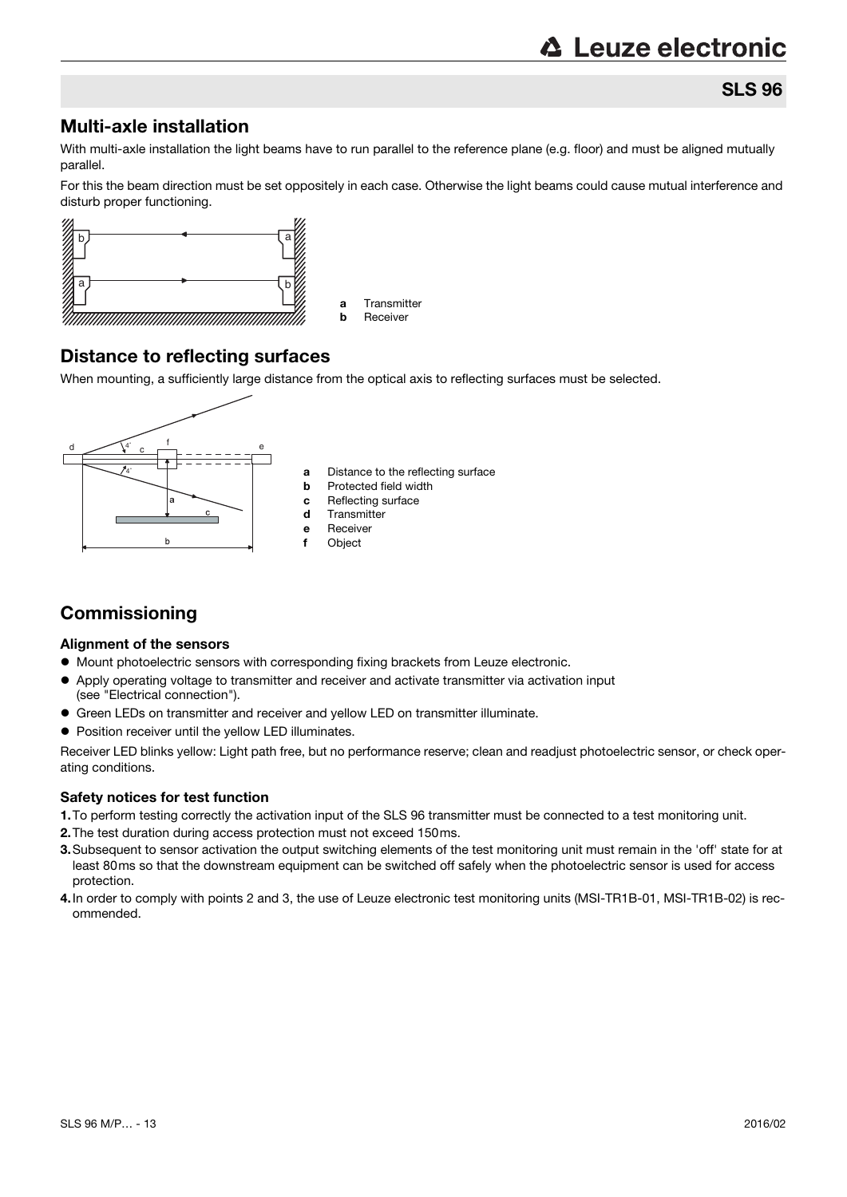## Multi-axle installation

With multi-axle installation the light beams have to run parallel to the reference plane (e.g. floor) and must be aligned mutually parallel.

For this the beam direction must be set oppositely in each case. Otherwise the light beams could cause mutual interference and disturb proper functioning.

**a** Transmitter
**b** Receiver

## Distance to reflecting surfaces

When mounting, a sufficiently large distance from the optical axis to reflecting surfaces must be selected.

**a** Distance to the reflecting surface
**b** Protected field width
**c** Reflecting surface
**d** Transmitter
**e** Receiver
**f** Object

## Commissioning

### Alignment of the sensors

- Mount photoelectric sensors with corresponding fixing brackets from Leuze electronic.
- Apply operating voltage to transmitter and receiver and activate transmitter via activation input (see "Electrical connection").
- Green LEDs on transmitter and receiver and yellow LED on transmitter illuminate.
- Position receiver until the yellow LED illuminates.

Receiver LED blinks yellow: Light path free, but no performance reserve; clean and readjust photoelectric sensor, or check operating conditions.

### Safety notices for test function

1. To perform testing correctly the activation input of the SLS 96 transmitter must be connected to a test monitoring unit.
2. The test duration during access protection must not exceed 150ms.
3. Subsequent to sensor activation the output switching elements of the test monitoring unit must remain in the 'off' state for at least 80ms so that the downstream equipment can be switched off safely when the photoelectric sensor is used for access protection.
4. In order to comply with points 2 and 3, the use of Leuze electronic test monitoring units (MSI-TR1B-01, MSI-TR1B-02) is recommended.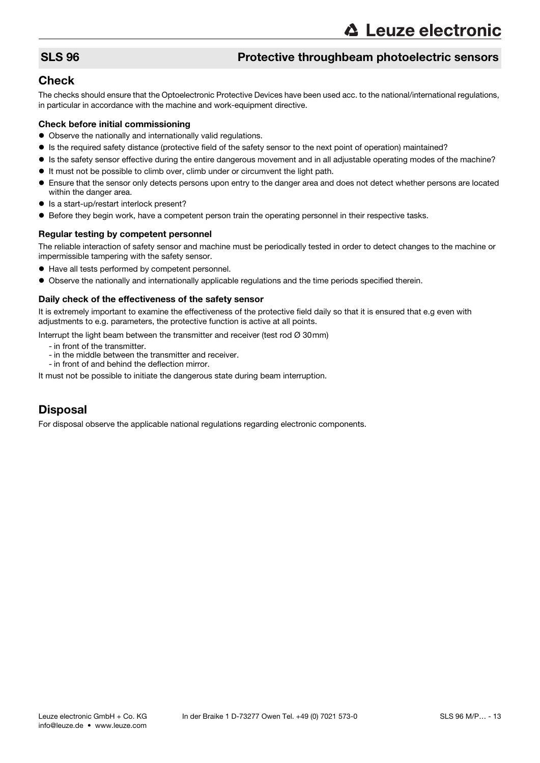## SLS 96 Protective throughbeam photoelectric sensors

## Check

The checks should ensure that the Optoelectronic Protective Devices have been used acc. to the national/international regulations, in particular in accordance with the machine and work-equipment directive.

### Check before initial commissioning

- Observe the nationally and internationally valid regulations.
- Is the required safety distance (protective field of the safety sensor to the next point of operation) maintained?
- Is the safety sensor effective during the entire dangerous movement and in all adjustable operating modes of the machine?
- It must not be possible to climb over, climb under or circumvent the light path.
- Ensure that the sensor only detects persons upon entry to the danger area and does not detect whether persons are located within the danger area.
- Is a start-up/restart interlock present?
- Before they begin work, have a competent person train the operating personnel in their respective tasks.

### Regular testing by competent personnel

The reliable interaction of safety sensor and machine must be periodically tested in order to detect changes to the machine or impermissible tampering with the safety sensor.

- Have all tests performed by competent personnel.
- Observe the nationally and internationally applicable regulations and the time periods specified therein.

### Daily check of the effectiveness of the safety sensor

It is extremely important to examine the effectiveness of the protective field daily so that it is ensured that e.g even with adjustments to e.g. parameters, the protective function is active at all points.

Interrupt the light beam between the transmitter and receiver (test rod Ø 30mm)

- in front of the transmitter.
- in the middle between the transmitter and receiver.
- in front of and behind the deflection mirror.

It must not be possible to initiate the dangerous state during beam interruption.

## Disposal

For disposal observe the applicable national regulations regarding electronic components.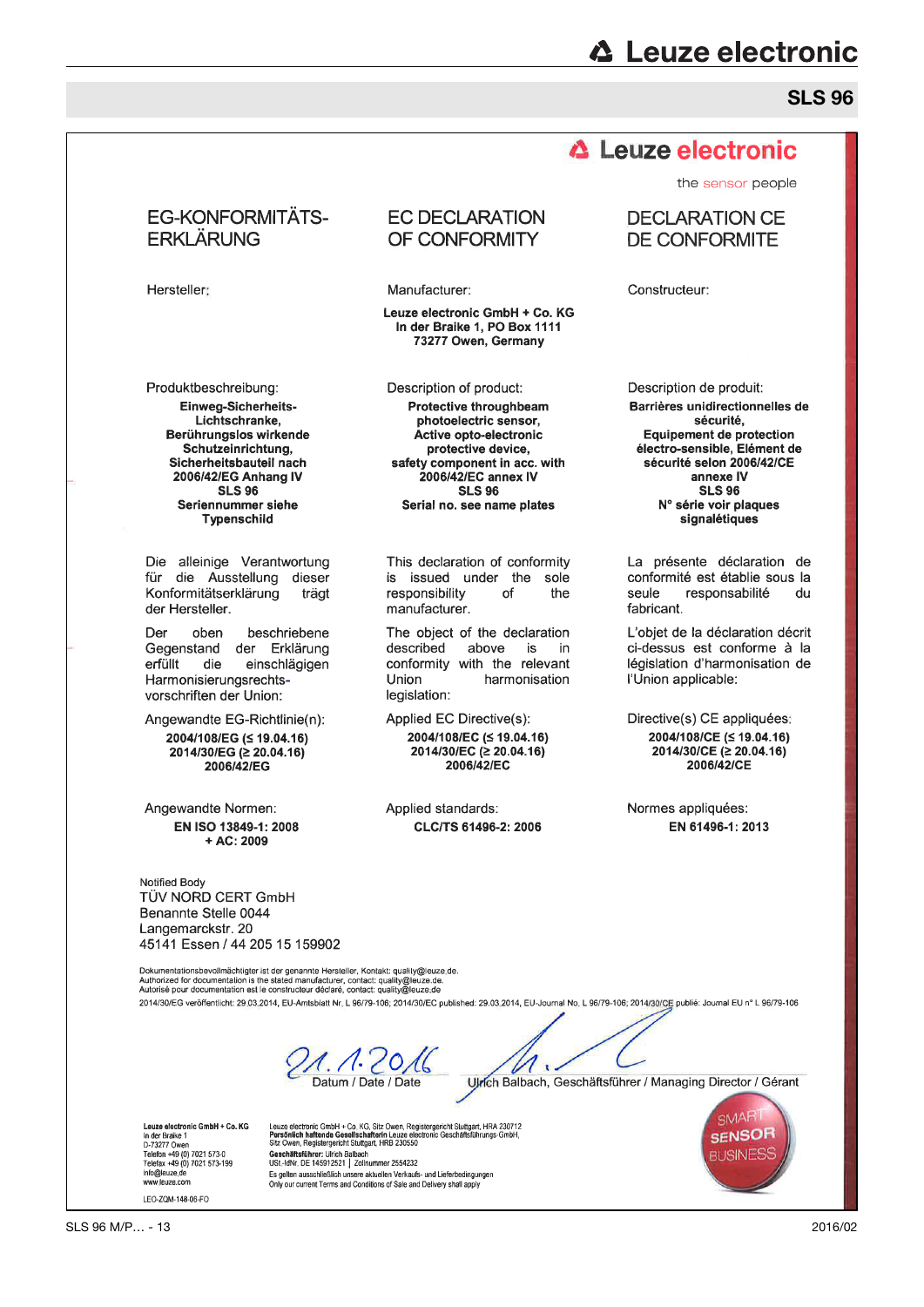**Leuze electronic**

the sensor people

# EG-KONFORMITÄTS-ERKLÄRUNG

# EC DECLARATION OF CONFORMITY

# DECLARATION CE DE CONFORMITE

Hersteller:

Manufacturer:

Constructeur:

**Leuze electronic GmbH + Co. KG**
**In der Braike 1, PO Box 1111**
**73277 Owen, Germany**

Produktbeschreibung:

**Einweg-Sicherheits-Lichtschranke, Berührungslos wirkende Schutzeinrichtung, Sicherheitsbauteil nach 2006/42/EG Anhang IV**
**SLS 96**
**Seriennummer siehe Typenschild**

Description of product:

**Protective throughbeam photoelectric sensor, Active opto-electronic protective device, safety component in acc. with 2006/42/EC annex IV**
**SLS 96**
**Serial no. see name plates**

Description de produit:

**Barrières unidirectionnelles de sécurité, Equipement de protection électro-sensible, Elément de sécurité selon 2006/42/CE annexe IV**
**SLS 96**
**N° série voir plaques signalétiques**

Die alleinige Verantwortung für die Ausstellung dieser Konformitätserklärung trägt der Hersteller.

Der oben beschriebene Gegenstand der Erklärung erfüllt die einschlägigen Harmonisierungsrechts-vorschriften der Union:

This declaration of conformity is issued under the sole responsibility of the manufacturer.

The object of the declaration described above is in conformity with the relevant Union harmonisation legislation:

La présente déclaration de conformité est établie sous la seule responsabilité du fabricant.

L'objet de la déclaration décrit ci-dessus est conforme à la législation d'harmonisation de l'Union applicable:

Angewandte EG-Richtlinie(n):

**2004/108/EG (≤ 19.04.16)**
**2014/30/EG (≥ 20.04.16)**
**2006/42/EG**

Applied EC Directive(s):

**2004/108/EC (≤ 19.04.16)**
**2014/30/EC (≥ 20.04.16)**
**2006/42/EC**

Directive(s) CE appliquées:

**2004/108/CE (≤ 19.04.16)**
**2014/30/CE (≥ 20.04.16)**
**2006/42/CE**

Angewandte Normen:

**EN ISO 13849-1: 2008**
**+ AC: 2009**

Applied standards:

**CLC/TS 61496-2: 2006**

Normes appliquées:

**EN 61496-1: 2013**

Notified Body
TÜV NORD CERT GmbH
Benannte Stelle 0044
Langemarckstr. 20
45141 Essen / 44 205 15 159902

Dokumentationsbevollmächtigter ist der genannte Hersteller, Kontakt: quality@leuze.de.
Authorized for documentation is the stated manufacturer, contact: quality@leuze.de.
Autorisé pour documentation est le constructeur déclaré, contact: quality@leuze.de

2014/30/EG veröffentlicht: 29.03.2014, EU-Amtsblatt Nr. L 96/79-106; 2014/30/EC published: 29.03.2014, EU-Journal No. L 96/79-106; 2014/30/CE publié: Journal EU n° L 96/79-106

21.1.2016
Datum / Date / Date

Ulrich Balbach, Geschäftsführer / Managing Director / Gérant

**Leuze electronic GmbH + Co. KG**
In der Braike 1
D-73277 Owen
Telefon +49 (0) 7021 573-0
Telefax +49 (0) 7021 573-199
info@leuze.de
www.leuze.com

Leuze electronic GmbH + Co. KG, Sitz Owen, Registergericht Stuttgart, HRA 230712
**Persönlich haftende Gesellschafterin** Leuze electronic Geschäftsführungs-GmbH,
Sitz Owen, Registergericht Stuttgart, HRB 230550
**Geschäftsführer:** Ulrich Balbach
USt.-IdNr. DE 145912521 | Zollnummer 2554232
Es gelten ausschließlich unsere aktuellen Verkaufs- und Lieferbedingungen
Only our current Terms and Conditions of Sale and Delivery shall apply

SMART SENSOR BUSINESS

LEO-ZQM-148-06-FO